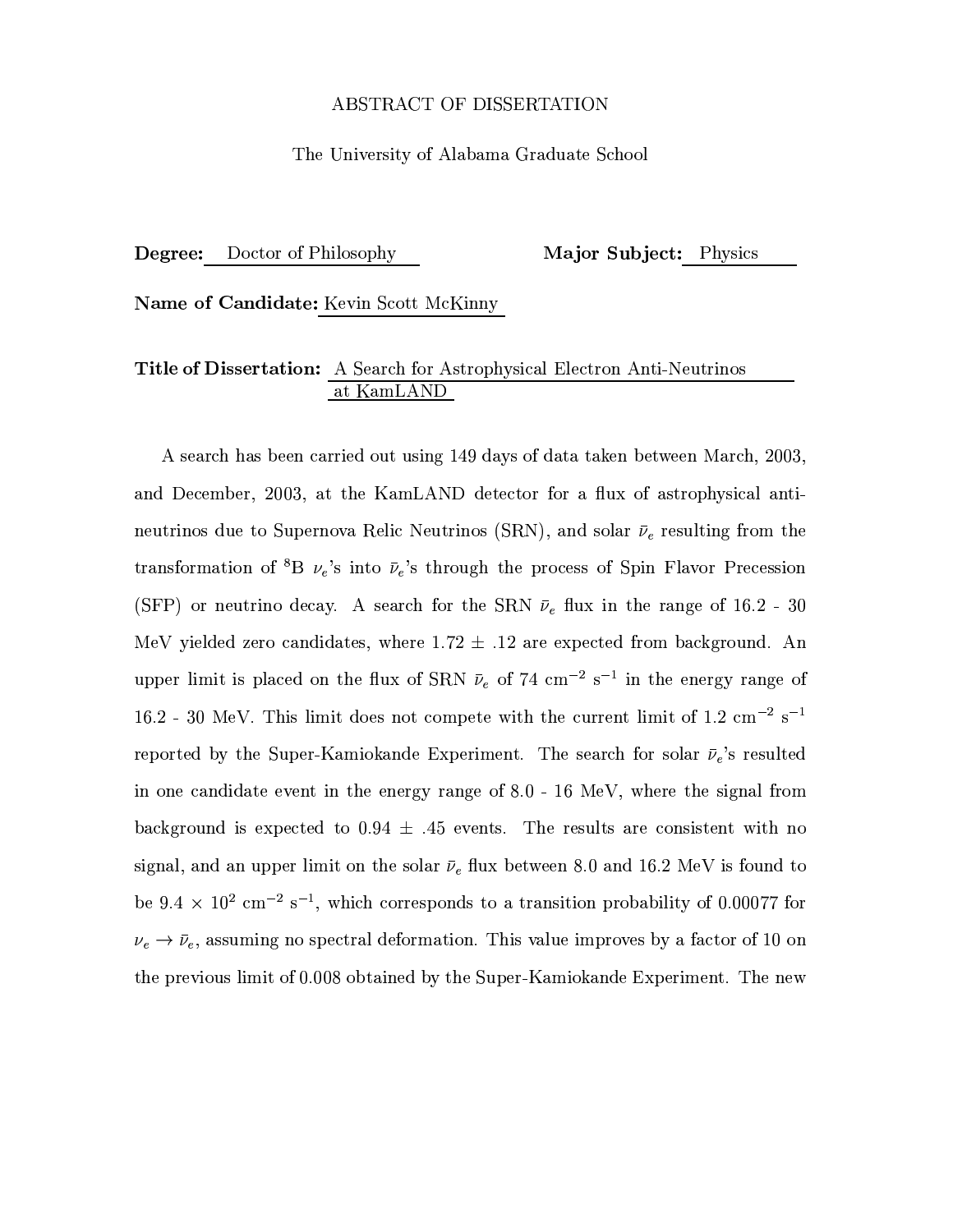ABSTRACT OF DISSERTATION

The University of Alabama Graduate School

**Degree:** Doctor of Philosophy **Major Subject:** Physics

**Name of Candidate:** Kevin Scott McKinny

**Title of Dissertation:** A Search for Astrophysical Electron Anti-Neutrinos at KamLAND

A search has been carried out using 149 days of data taken between March, 2003, and December, 2003, at the KamLAND detector for a flux of astrophysical anti-neutrinos due to Supernova Relic Neutrinos (SRN), and solar $\bar{\nu}_e$ resulting from the transformation of $^8$B $\nu_e$'s into $\bar{\nu}_e$'s through the process of Spin Flavor Precession (SFP) or neutrino decay. A search for the SRN $\bar{\nu}_e$ flux in the range of 16.2 - 30 MeV yielded zero candidates, where 1.72 $\pm$ .12 are expected from background. An upper limit is placed on the flux of SRN $\bar{\nu}_e$ of 74 cm$^{-2}$ s$^{-1}$ in the energy range of 16.2 - 30 MeV. This limit does not compete with the current limit of 1.2 cm$^{-2}$ s$^{-1}$ reported by the Super-Kamiokande Experiment. The search for solar $\bar{\nu}_e$'s resulted in one candidate event in the energy range of 8.0 - 16 MeV, where the signal from background is expected to 0.94 $\pm$ .45 events. The results are consistent with no signal, and an upper limit on the solar $\bar{\nu}_e$ flux between 8.0 and 16.2 MeV is found to be 9.4 $\times$ 10$^2$ cm$^{-2}$ s$^{-1}$, which corresponds to a transition probability of 0.00077 for $\nu_e \rightarrow \bar{\nu}_e$, assuming no spectral deformation. This value improves by a factor of 10 on the previous limit of 0.008 obtained by the Super-Kamiokande Experiment. The new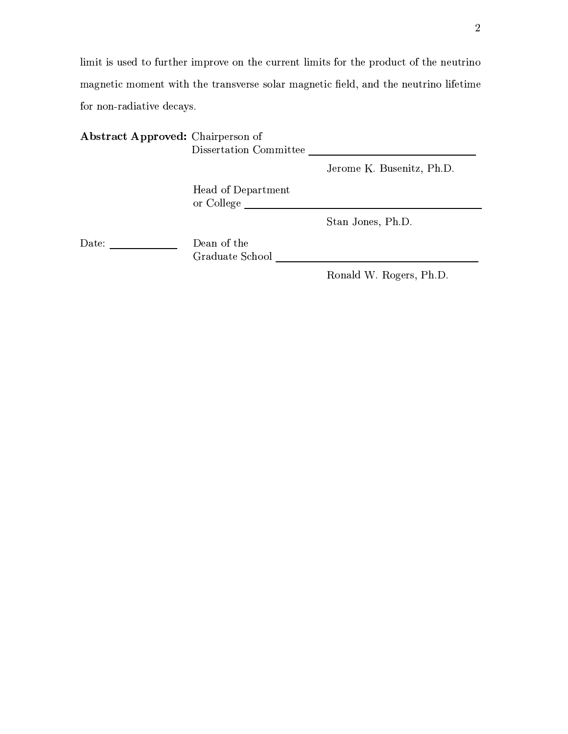limit is used to further improve on the current limits for the product of the neutrino magnetic moment with the transverse solar magnetic field, and the neutrino lifetime for non-radiative decays.

**Abstract Approved:** Chairperson of Dissertation Committee ______________________________

Jerome K. Busenitz, Ph.D.

Head of Department or College ______________________________

Stan Jones, Ph.D.

Date: ____________

Dean of the Graduate School ______________________________

Ronald W. Rogers, Ph.D.